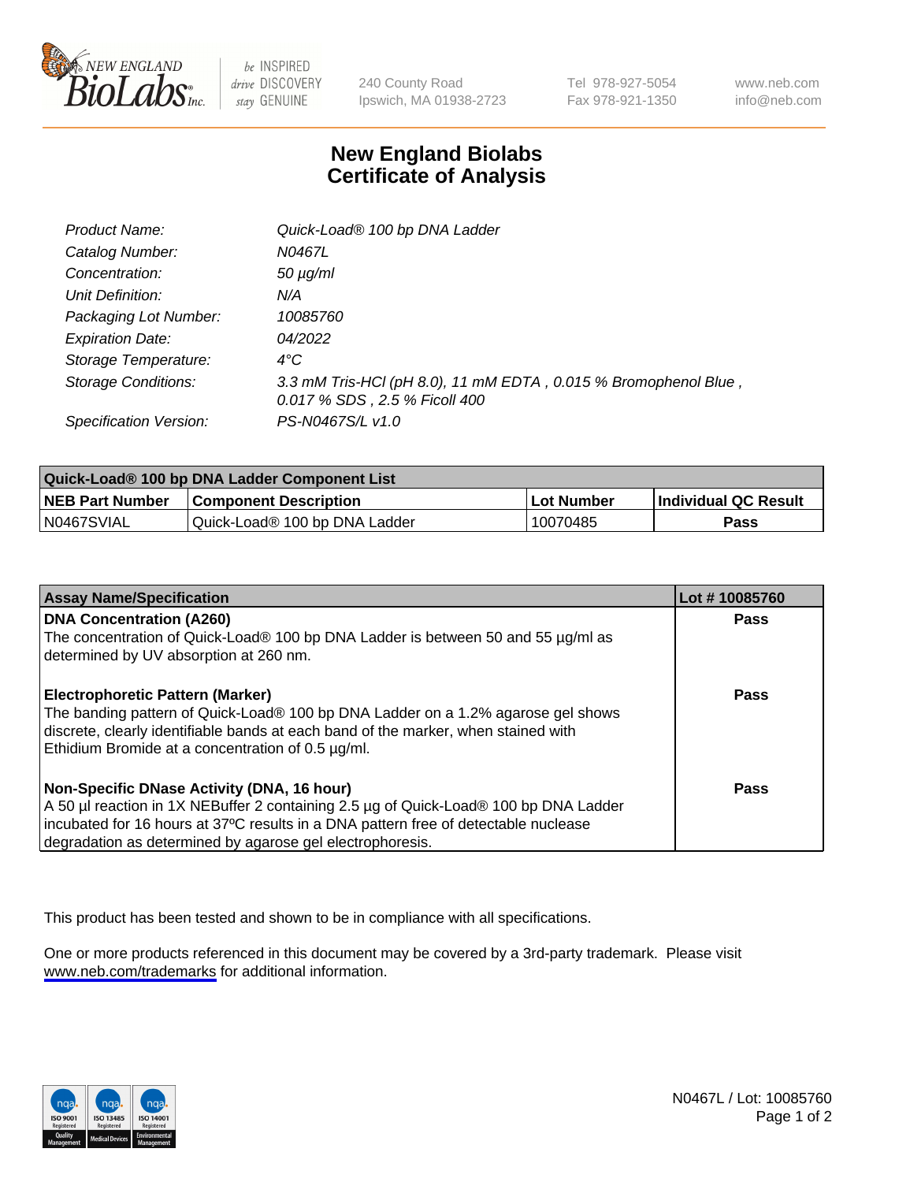# New England Biolabs Certificate of Analysis

| | |
|---|---|
| Product Name: | Quick-Load® 100 bp DNA Ladder |
| Catalog Number: | N0467L |
| Concentration: | 50 µg/ml |
| Unit Definition: | N/A |
| Packaging Lot Number: | 10085760 |
| Expiration Date: | 04/2022 |
| Storage Temperature: | 4°C |
| Storage Conditions: | 3.3 mM Tris-HCl (pH 8.0), 11 mM EDTA , 0.015 % Bromophenol Blue , 0.017 % SDS , 2.5 % Ficoll 400 |
| Specification Version: | PS-N0467S/L v1.0 |

| Quick-Load® 100 bp DNA Ladder Component List | | | |
|---|---|---|---|
| **NEB Part Number** | **Component Description** | **Lot Number** | **Individual QC Result** |
| N0467SVIAL | Quick-Load® 100 bp DNA Ladder | 10070485 | **Pass** |

| Assay Name/Specification | Lot # 10085760 |
|---|---|
| **DNA Concentration (A260)**<br>The concentration of Quick-Load® 100 bp DNA Ladder is between 50 and 55 µg/ml as determined by UV absorption at 260 nm. | **Pass** |
| **Electrophoretic Pattern (Marker)**<br>The banding pattern of Quick-Load® 100 bp DNA Ladder on a 1.2% agarose gel shows discrete, clearly identifiable bands at each band of the marker, when stained with Ethidium Bromide at a concentration of 0.5 µg/ml. | **Pass** |
| **Non-Specific DNase Activity (DNA, 16 hour)**<br>A 50 µl reaction in 1X NEBuffer 2 containing 2.5 µg of Quick-Load® 100 bp DNA Ladder incubated for 16 hours at 37ºC results in a DNA pattern free of detectable nuclease degradation as determined by agarose gel electrophoresis. | **Pass** |

This product has been tested and shown to be in compliance with all specifications.

One or more products referenced in this document may be covered by a 3rd-party trademark. Please visit www.neb.com/trademarks for additional information.

N0467L / Lot: 10085760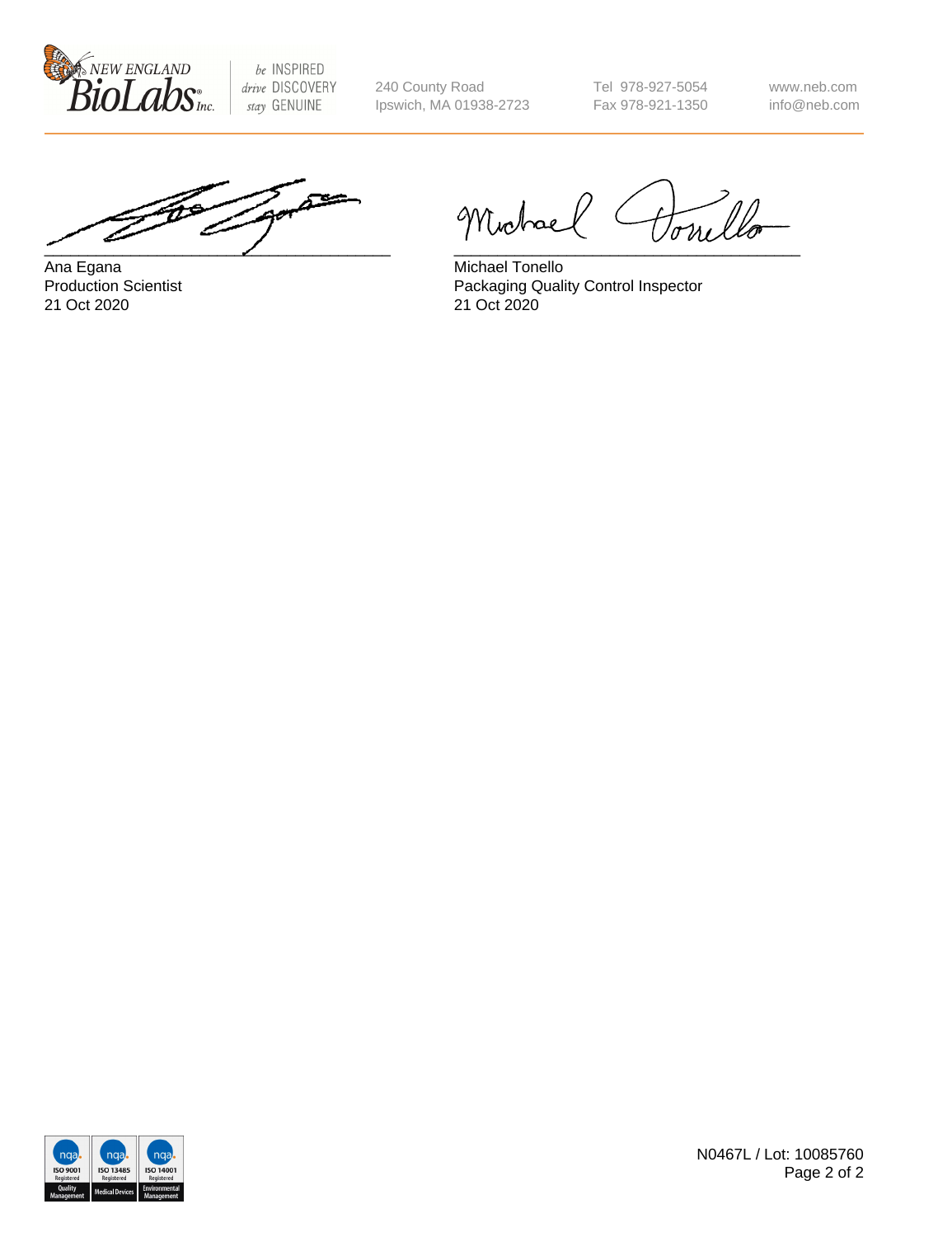Ana Egana
Production Scientist
21 Oct 2020

Michael Tonello
Packaging Quality Control Inspector
21 Oct 2020

N0467L / Lot: 10085760